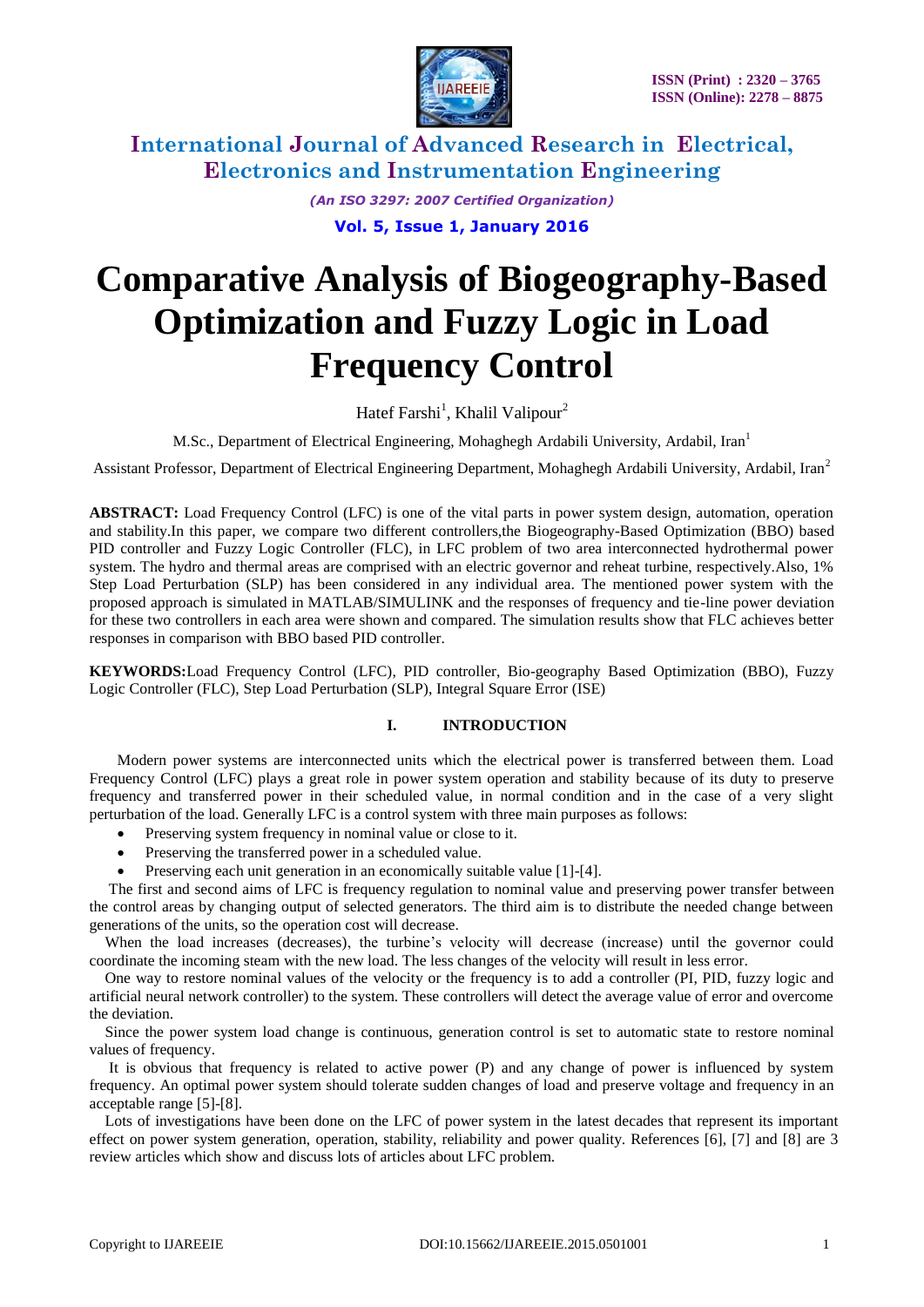# Comparative Analysis of Biogeography-Based Optimization and Fuzzy Logic in Load Frequency Control

Hatef Farshi[1], Khalil Valipour[2]

M.Sc., Department of Electrical Engineering, Mohaghegh Ardabili University, Ardabil, Iran[1]

Assistant Professor, Department of Electrical Engineering Department, Mohaghegh Ardabili University, Ardabil, Iran[2]

**ABSTRACT:** Load Frequency Control (LFC) is one of the vital parts in power system design, automation, operation and stability.In this paper, we compare two different controllers,the Biogeography-Based Optimization (BBO) based PID controller and Fuzzy Logic Controller (FLC), in LFC problem of two area interconnected hydrothermal power system. The hydro and thermal areas are comprised with an electric governor and reheat turbine, respectively.Also, 1% Step Load Perturbation (SLP) has been considered in any individual area. The mentioned power system with the proposed approach is simulated in MATLAB/SIMULINK and the responses of frequency and tie-line power deviation for these two controllers in each area were shown and compared. The simulation results show that FLC achieves better responses in comparison with BBO based PID controller.

**KEYWORDS:** Load Frequency Control (LFC), PID controller, Bio-geography Based Optimization (BBO), Fuzzy Logic Controller (FLC), Step Load Perturbation (SLP), Integral Square Error (ISE)

## I. INTRODUCTION

Modern power systems are interconnected units which the electrical power is transferred between them. Load Frequency Control (LFC) plays a great role in power system operation and stability because of its duty to preserve frequency and transferred power in their scheduled value, in normal condition and in the case of a very slight perturbation of the load. Generally LFC is a control system with three main purposes as follows:

- Preserving system frequency in nominal value or close to it.
- Preserving the transferred power in a scheduled value.
- Preserving each unit generation in an economically suitable value [1]-[4].

The first and second aims of LFC is frequency regulation to nominal value and preserving power transfer between the control areas by changing output of selected generators. The third aim is to distribute the needed change between generations of the units, so the operation cost will decrease.

When the load increases (decreases), the turbine's velocity will decrease (increase) until the governor could coordinate the incoming steam with the new load. The less changes of the velocity will result in less error.

One way to restore nominal values of the velocity or the frequency is to add a controller (PI, PID, fuzzy logic and artificial neural network controller) to the system. These controllers will detect the average value of error and overcome the deviation.

Since the power system load change is continuous, generation control is set to automatic state to restore nominal values of frequency.

It is obvious that frequency is related to active power (P) and any change of power is influenced by system frequency. An optimal power system should tolerate sudden changes of load and preserve voltage and frequency in an acceptable range [5]-[8].

Lots of investigations have been done on the LFC of power system in the latest decades that represent its important effect on power system generation, operation, stability, reliability and power quality. References [6], [7] and [8] are 3 review articles which show and discuss lots of articles about LFC problem.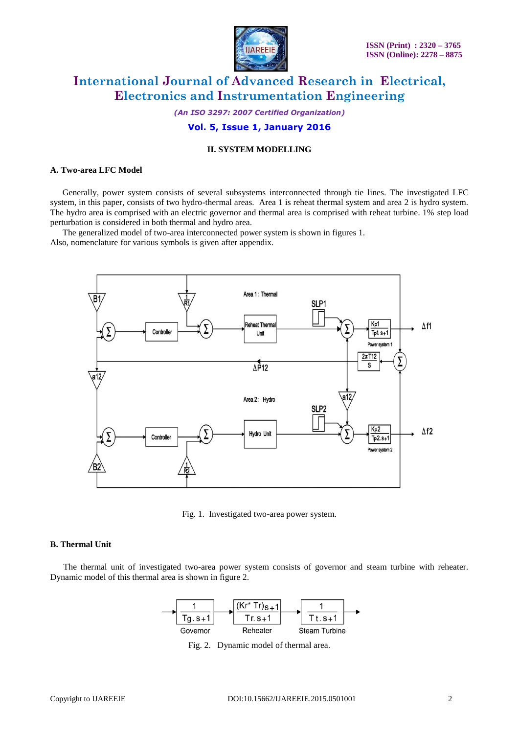## II. SYSTEM MODELLING

### A. Two-area LFC Model

Generally, power system consists of several subsystems interconnected through tie lines. The investigated LFC system, in this paper, consists of two hydro-thermal areas. Area 1 is reheat thermal system and area 2 is hydro system. The hydro area is comprised with an electric governor and thermal area is comprised with reheat turbine. 1% step load perturbation is considered in both thermal and hydro area.

The generalized model of two-area interconnected power system is shown in figures 1.
Also, nomenclature for various symbols is given after appendix.

Fig. 1. Investigated two-area power system.

### B. Thermal Unit

The thermal unit of investigated two-area power system consists of governor and steam turbine with reheater. Dynamic model of this thermal area is shown in figure 2.

Fig. 2. Dynamic model of thermal area.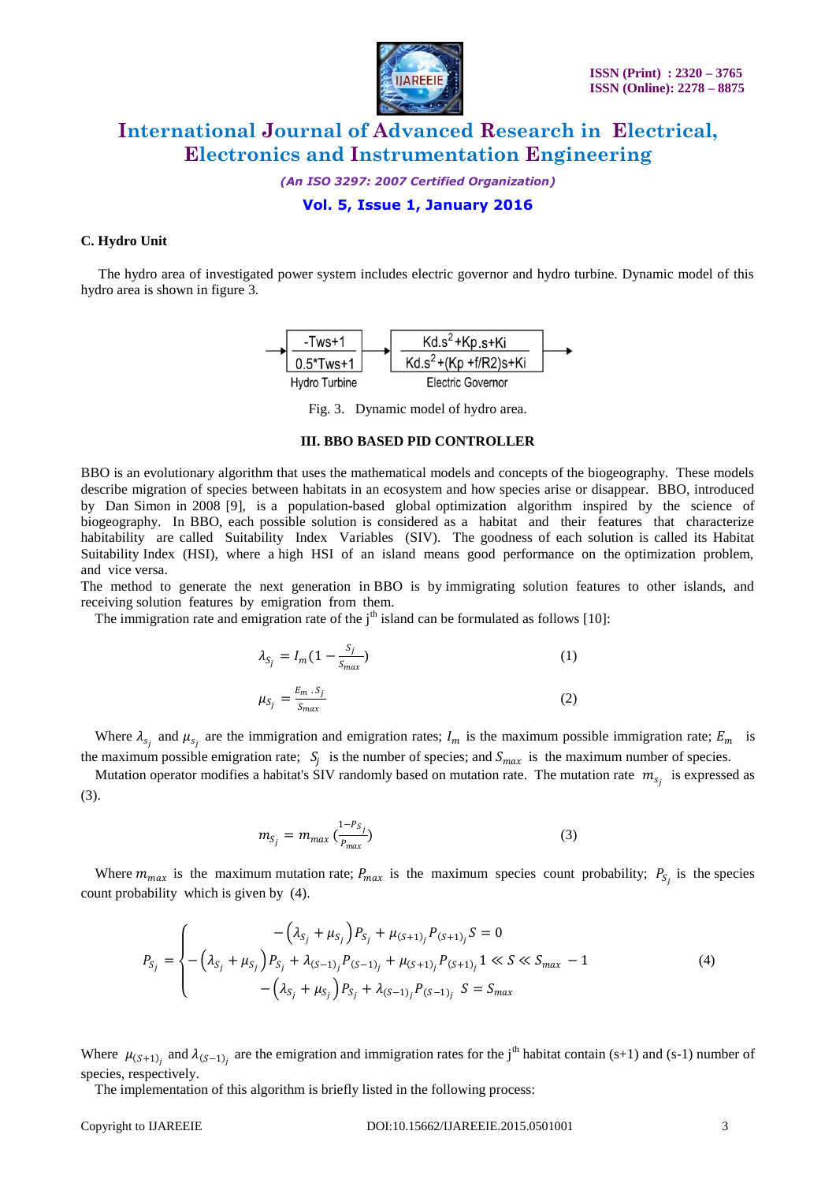### C. Hydro Unit

The hydro area of investigated power system includes electric governor and hydro turbine. Dynamic model of this hydro area is shown in figure 3.

$$\rightarrow \boxed{\frac{-T_{ws}+1}{0.5 T_{ws}+1}}_{\text{Hydro Turbine}} \rightarrow \boxed{\frac{K_d s^2 + K_p s + K_i}{K_d s^2 + (K_p + f/R2)s + K_i}}_{\text{Electric Governor}} \rightarrow$$

Fig. 3. Dynamic model of hydro area.

### III. BBO BASED PID CONTROLLER

BBO is an evolutionary algorithm that uses the mathematical models and concepts of the biogeography. These models describe migration of species between habitats in an ecosystem and how species arise or disappear. BBO, introduced by Dan Simon in 2008 [9], is a population-based global optimization algorithm inspired by the science of biogeography. In BBO, each possible solution is considered as a habitat and their features that characterize habitability are called Suitability Index Variables (SIV). The goodness of each solution is called its Habitat Suitability Index (HSI), where a high HSI of an island means good performance on the optimization problem, and vice versa.

The method to generate the next generation in BBO is by immigrating solution features to other islands, and receiving solution features by emigration from them.

The immigration rate and emigration rate of the j[th] island can be formulated as follows [10]:

$$\lambda_{S_j} = I_m\left(1 - \frac{S_j}{S_{max}}\right) \tag{1}$$

$$\mu_{S_j} = \frac{E_m \, . S_j}{S_{max}} \tag{2}$$

Where $\lambda_{s_j}$ and $\mu_{s_j}$ are the immigration and emigration rates; $I_m$ is the maximum possible immigration rate; $E_m$ is the maximum possible emigration rate; $S_j$ is the number of species; and $S_{max}$ is the maximum number of species.

Mutation operator modifies a habitat's SIV randomly based on mutation rate. The mutation rate $m_{s_j}$ is expressed as (3).

$$m_{S_j} = m_{max}\left(\frac{1 - P_{S_j}}{P_{max}}\right) \tag{3}$$

Where $m_{max}$ is the maximum mutation rate; $P_{max}$ is the maximum species count probability; $P_{S_j}$ is the species count probability which is given by (4).

$$P_{S_j} = \begin{cases} -\left(\lambda_{S_j} + \mu_{S_j}\right) P_{S_j} + \mu_{(S+1)_j} P_{(S+1)_j} & S = 0 \\ -\left(\lambda_{S_j} + \mu_{S_j}\right) P_{S_j} + \lambda_{(S-1)_j} P_{(S-1)_j} + \mu_{(S+1)_j} P_{(S+1)_j} & 1 \ll S \ll S_{max} - 1 \\ -\left(\lambda_{S_j} + \mu_{S_j}\right) P_{S_j} + \lambda_{(S-1)_j} P_{(S-1)_j} & S = S_{max} \end{cases} \tag{4}$$

Where $\mu_{(S+1)_j}$ and $\lambda_{(S-1)_j}$ are the emigration and immigration rates for the j[th] habitat contain (s+1) and (s-1) number of species, respectively.

The implementation of this algorithm is briefly listed in the following process: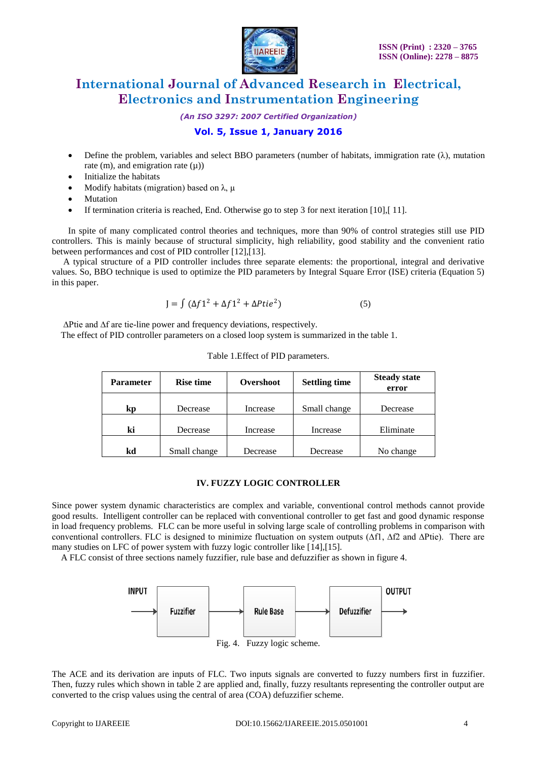- Define the problem, variables and select BBO parameters (number of habitats, immigration rate (λ), mutation rate (m), and emigration rate (μ))
- Initialize the habitats
- Modify habitats (migration) based on λ, μ
- Mutation
- If termination criteria is reached, End. Otherwise go to step 3 for next iteration [10],[ 11].

In spite of many complicated control theories and techniques, more than 90% of control strategies still use PID controllers. This is mainly because of structural simplicity, high reliability, good stability and the convenient ratio between performances and cost of PID controller [12],[13].

A typical structure of a PID controller includes three separate elements: the proportional, integral and derivative values. So, BBO technique is used to optimize the PID parameters by Integral Square Error (ISE) criteria (Equation 5) in this paper.

$$J = \int (\Delta f1^2 + \Delta f1^2 + \Delta Ptie^2) \tag{5}$$

ΔPtie and Δf are tie-line power and frequency deviations, respectively.

The effect of PID controller parameters on a closed loop system is summarized in the table 1.

Table 1.Effect of PID parameters.

| Parameter | Rise time | Overshoot | Settling time | Steady state error |
|---|---|---|---|---|
| kp | Decrease | Increase | Small change | Decrease |
| ki | Decrease | Increase | Increase | Eliminate |
| kd | Small change | Decrease | Decrease | No change |

## IV. FUZZY LOGIC CONTROLLER

Since power system dynamic characteristics are complex and variable, conventional control methods cannot provide good results. Intelligent controller can be replaced with conventional controller to get fast and good dynamic response in load frequency problems. FLC can be more useful in solving large scale of controlling problems in comparison with conventional controllers. FLC is designed to minimize fluctuation on system outputs (Δf1, Δf2 and ΔPtie). There are many studies on LFC of power system with fuzzy logic controller like [14],[15].

A FLC consist of three sections namely fuzzifier, rule base and defuzzifier as shown in figure 4.

INPUT → Fuzzifier → Rule Base → Defuzzifier → OUTPUT

Fig. 4. Fuzzy logic scheme.

The ACE and its derivation are inputs of FLC. Two inputs signals are converted to fuzzy numbers first in fuzzifier. Then, fuzzy rules which shown in table 2 are applied and, finally, fuzzy resultants representing the controller output are converted to the crisp values using the central of area (COA) defuzzifier scheme.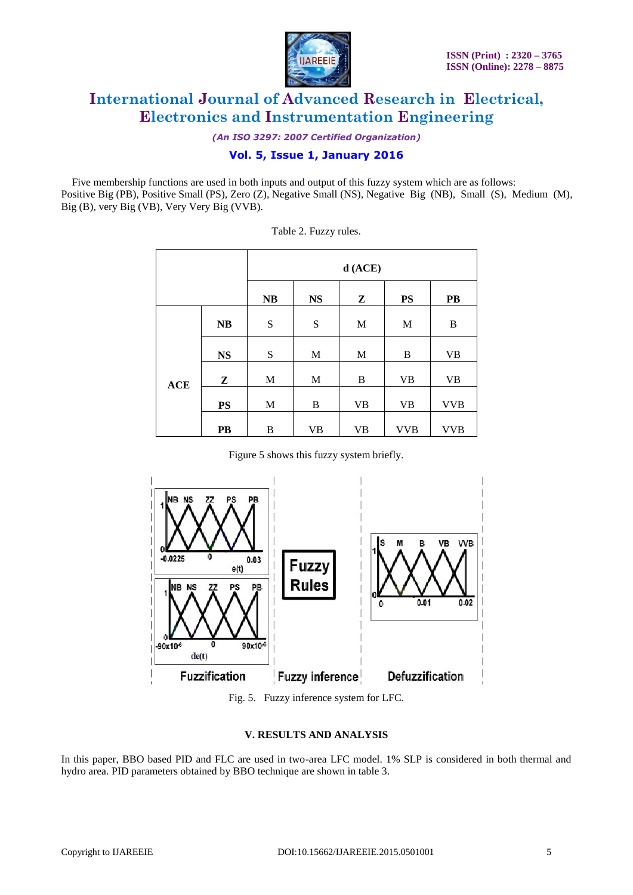Five membership functions are used in both inputs and output of this fuzzy system which are as follows: Positive Big (PB), Positive Small (PS), Zero (Z), Negative Small (NS), Negative Big (NB), Small (S), Medium (M), Big (B), very Big (VB), Very Very Big (VVB).

Table 2. Fuzzy rules.

| | | d (ACE) | | | | |
|---|---|---|---|---|---|---|
| | | **NB** | **NS** | **Z** | **PS** | **PB** |
| **ACE** | **NB** | S | S | M | M | B |
| | **NS** | S | M | M | B | VB |
| | **Z** | M | M | B | VB | VB |
| | **PS** | M | B | VB | VB | VVB |
| | **PB** | B | VB | VB | VVB | VVB |

Figure 5 shows this fuzzy system briefly.

Fig. 5. Fuzzy inference system for LFC.

## V. RESULTS AND ANALYSIS

In this paper, BBO based PID and FLC are used in two-area LFC model. 1% SLP is considered in both thermal and hydro area. PID parameters obtained by BBO technique are shown in table 3.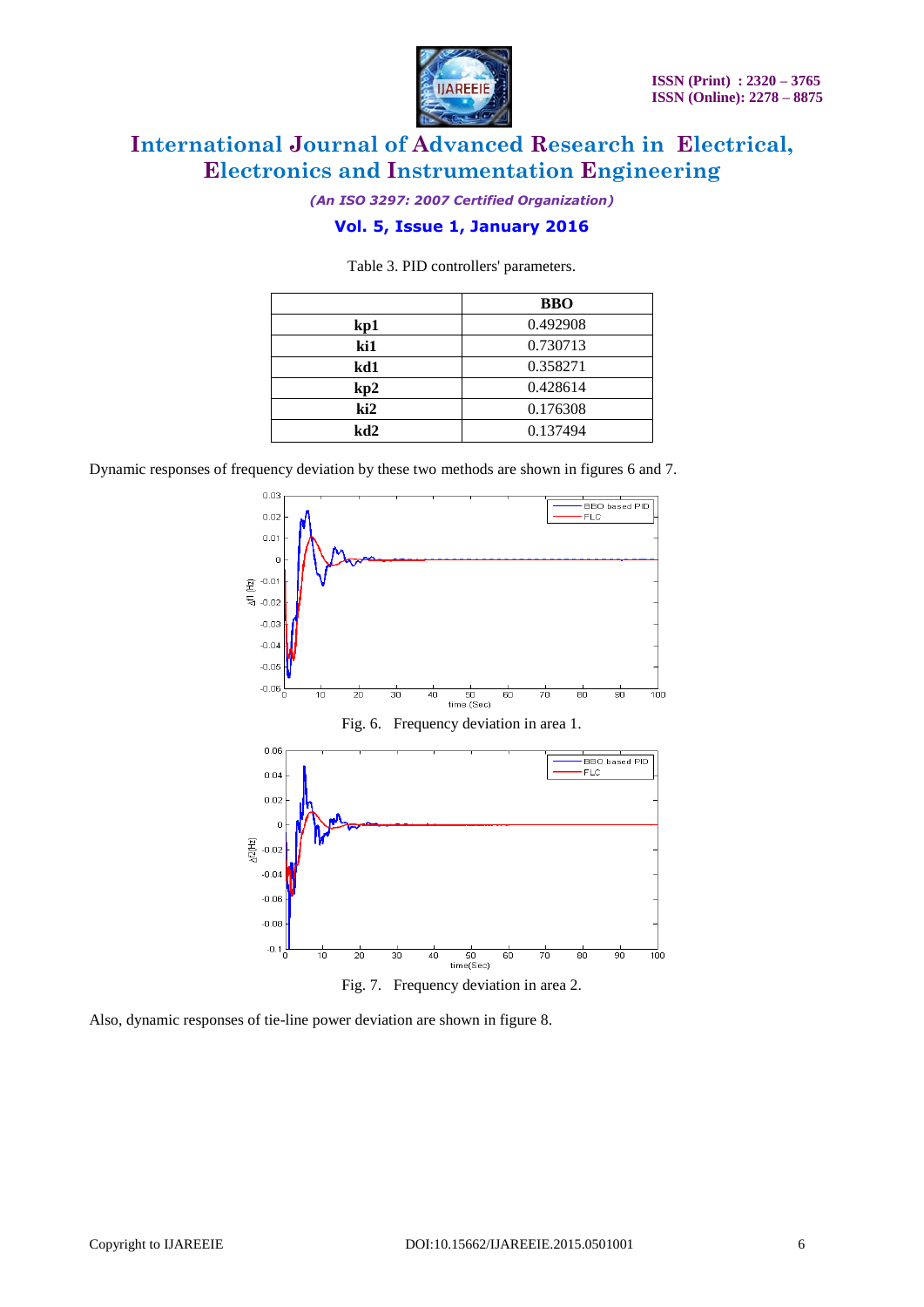Table 3. PID controllers' parameters.

| | BBO |
|---|---|
| kp1 | 0.492908 |
| ki1 | 0.730713 |
| kd1 | 0.358271 |
| kp2 | 0.428614 |
| ki2 | 0.176308 |
| kd2 | 0.137494 |

Dynamic responses of frequency deviation by these two methods are shown in figures 6 and 7.

Fig. 6. Frequency deviation in area 1.

Fig. 7. Frequency deviation in area 2.

Also, dynamic responses of tie-line power deviation are shown in figure 8.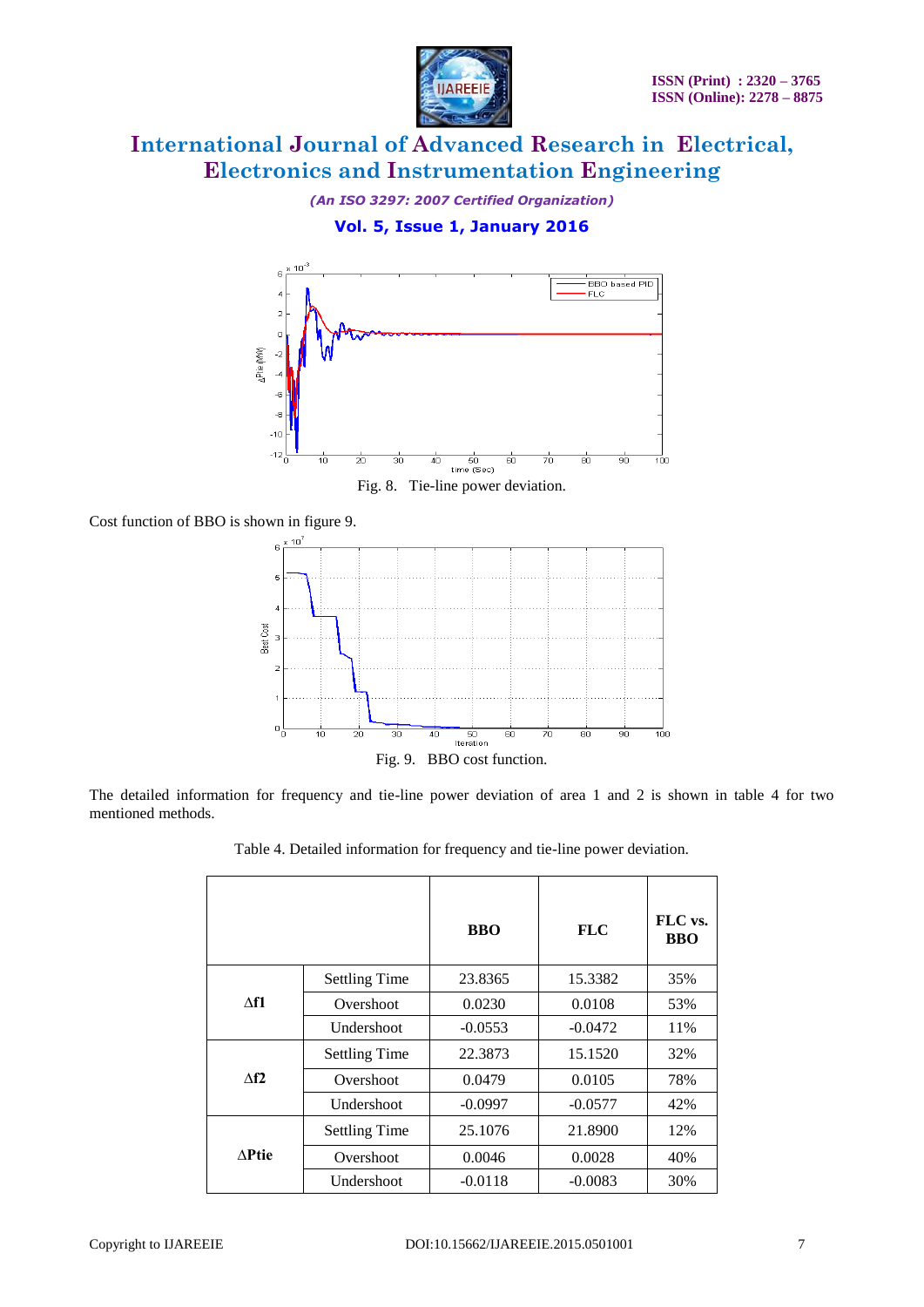Fig. 8. Tie-line power deviation.

Cost function of BBO is shown in figure 9.

Fig. 9. BBO cost function.

The detailed information for frequency and tie-line power deviation of area 1 and 2 is shown in table 4 for two mentioned methods.

Table 4. Detailed information for frequency and tie-line power deviation.

| | | **BBO** | **FLC** | **FLC vs. BBO** |
|---|---|---|---|---|
| **Δf1** | Settling Time | 23.8365 | 15.3382 | 35% |
| | Overshoot | 0.0230 | 0.0108 | 53% |
| | Undershoot | -0.0553 | -0.0472 | 11% |
| **Δf2** | Settling Time | 22.3873 | 15.1520 | 32% |
| | Overshoot | 0.0479 | 0.0105 | 78% |
| | Undershoot | -0.0997 | -0.0577 | 42% |
| **ΔPtie** | Settling Time | 25.1076 | 21.8900 | 12% |
| | Overshoot | 0.0046 | 0.0028 | 40% |
| | Undershoot | -0.0118 | -0.0083 | 30% |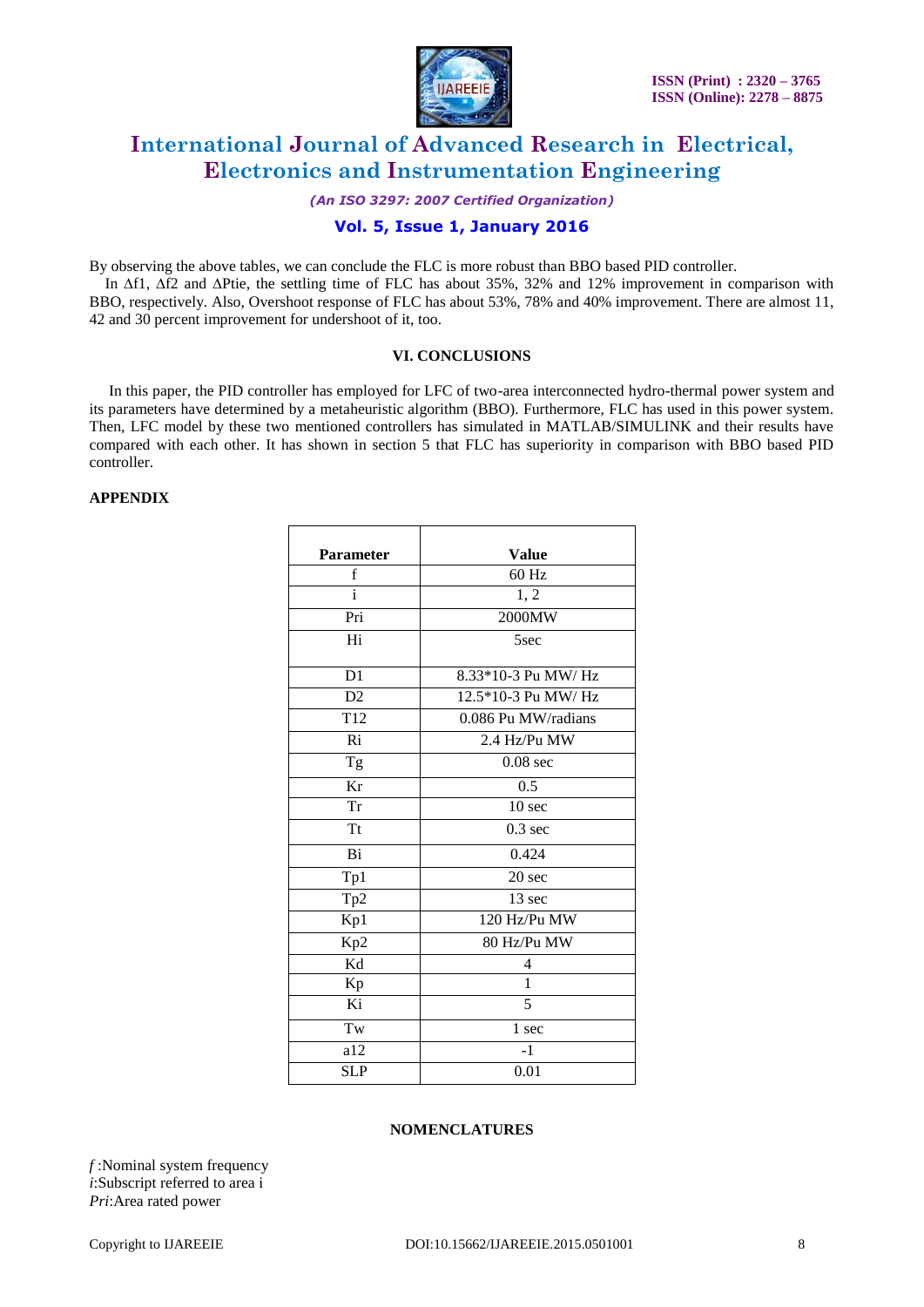By observing the above tables, we can conclude the FLC is more robust than BBO based PID controller.

In $\Delta f1$, $\Delta f2$ and $\Delta Ptie$, the settling time of FLC has about 35%, 32% and 12% improvement in comparison with BBO, respectively. Also, Overshoot response of FLC has about 53%, 78% and 40% improvement. There are almost 11, 42 and 30 percent improvement for undershoot of it, too.

## VI. CONCLUSIONS

In this paper, the PID controller has employed for LFC of two-area interconnected hydro-thermal power system and its parameters have determined by a metaheuristic algorithm (BBO). Furthermore, FLC has used in this power system. Then, LFC model by these two mentioned controllers has simulated in MATLAB/SIMULINK and their results have compared with each other. It has shown in section 5 that FLC has superiority in comparison with BBO based PID controller.

## APPENDIX

| Parameter | Value |
|---|---|
| f | 60 Hz |
| i | 1, 2 |
| Pri | 2000MW |
| Hi | 5sec |
| D1 | 8.33*10-3 Pu MW/ Hz |
| D2 | 12.5*10-3 Pu MW/ Hz |
| T12 | 0.086 Pu MW/radians |
| Ri | 2.4 Hz/Pu MW |
| Tg | 0.08 sec |
| Kr | 0.5 |
| Tr | 10 sec |
| Tt | 0.3 sec |
| Bi | 0.424 |
| Tp1 | 20 sec |
| Tp2 | 13 sec |
| Kp1 | 120 Hz/Pu MW |
| Kp2 | 80 Hz/Pu MW |
| Kd | 4 |
| Kp | 1 |
| Ki | 5 |
| Tw | 1 sec |
| a12 | -1 |
| SLP | 0.01 |

## NOMENCLATURES

*f* :Nominal system frequency
*i*:Subscript referred to area i
*Pri*:Area rated power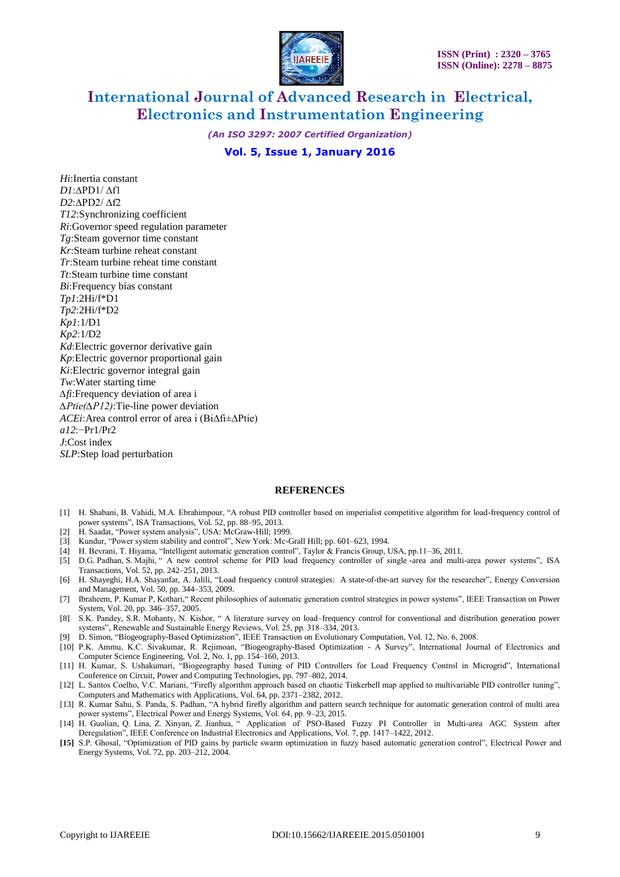*Hi*:Inertia constant
*D1*:ΔPD1/ Δf1
*D2*:ΔPD2/ Δf2
*T12*:Synchronizing coefficient
*Ri*:Governor speed regulation parameter
*Tg*:Steam governor time constant
*Kr*:Steam turbine reheat constant
*Tr*:Steam turbine reheat time constant
*Tt*:Steam turbine time constant
*Bi*:Frequency bias constant
*Tp1*:2Hi/f*D1
*Tp2*:2Hi/f*D2
*Kp1*:1/D1
*Kp2*:1/D2
*Kd*:Electric governor derivative gain
*Kp*:Electric governor proportional gain
*Ki*:Electric governor integral gain
*Tw*:Water starting time
Δ*fi*:Frequency deviation of area i
Δ*Ptie(*Δ*P12)*:Tie-line power deviation
*ACEi*:Area control error of area i (BiΔfi±ΔPtie)
*a12*:−Pr1/Pr2
*J*:Cost index
*SLP*:Step load perturbation

## REFERENCES

[1] H. Shabani, B. Vahidi, M.A. Ebrahimpour, "A robust PID controller based on imperialist competitive algorithm for load-frequency control of power systems", ISA Transactions, Vol. 52, pp. 88–95, 2013.
[2] H. Saadat, "Power system analysis", USA: McGraw-Hill; 1999.
[3] Kundur, "Power system stability and control", New York: Mc-Grall Hill; pp. 601–623, 1994.
[4] H. Bevrani, T. Hiyama, "Intelligent automatic generation control", Taylor & Francis Group, USA, pp.11–36, 2011.
[5] D.G. Padhan, S. Majhi, " A new control scheme for PID load frequency controller of single -area and multi-area power systems", ISA Transactions, Vol. 52, pp. 242–251, 2013.
[6] H. Shayeghi, H.A. Shayanfar, A. Jalili, "Load frequency control strategies: A state-of-the-art survey for the researcher", Energy Conversion and Management, Vol. 50, pp. 344–353, 2009.
[7] Ibraheem, P. Kumar P, Kothari," Recent philosophies of automatic generation control strategies in power systems", IEEE Transaction on Power System, Vol. 20, pp. 346–357, 2005.
[8] S.K. Pandey, S.R. Mohanty, N. Kishor, " A literature survey on load–frequency control for conventional and distribution generation power systems", Renewable and Sustainable Energy Reviews, Vol. 25, pp. 318–334, 2013.
[9] D. Simon, "Biogeography-Based Optimization", IEEE Transaction on Evolutionary Computation, Vol. 12, No. 6, 2008.
[10] P.K. Ammu, K.C. Sivakumar, R. Rejimoan, "Biogeography-Based Optimization - A Survey", International Journal of Electronics and Computer Science Engineering, Vol. 2, No. 1, pp. 154–160, 2013.
[11] H. Kumar, S. Ushakumari, "Biogeography based Tuning of PID Controllers for Load Frequency Control in Microgrid", International Conference on Circuit, Power and Computing Technologies, pp. 797–802, 2014.
[12] L. Santos Coelho, V.C. Mariani, "Firefly algorithm approach based on chaotic Tinkerbell map applied to multivariable PID controller tuning", Computers and Mathematics with Applications, Vol. 64, pp. 2371–2382, 2012.
[13] R. Kumar Sahu, S. Panda, S. Padhan, "A hybrid firefly algorithm and pattern search technique for automatic generation control of multi area power systems", Electrical Power and Energy Systems, Vol. 64, pp. 9–23, 2015.
[14] H. Guolian, Q. Lina, Z. Xinyan, Z. Jianhua, " Application of PSO-Based Fuzzy PI Controller in Multi-area AGC System after Deregulation", IEEE Conference on Industrial Electronics and Applications, Vol. 7, pp. 1417–1422, 2012.
**[15]** S.P. Ghosal, "Optimization of PID gains by particle swarm optimization in fuzzy based automatic generation control", Electrical Power and Energy Systems, Vol. 72, pp. 203–212, 2004.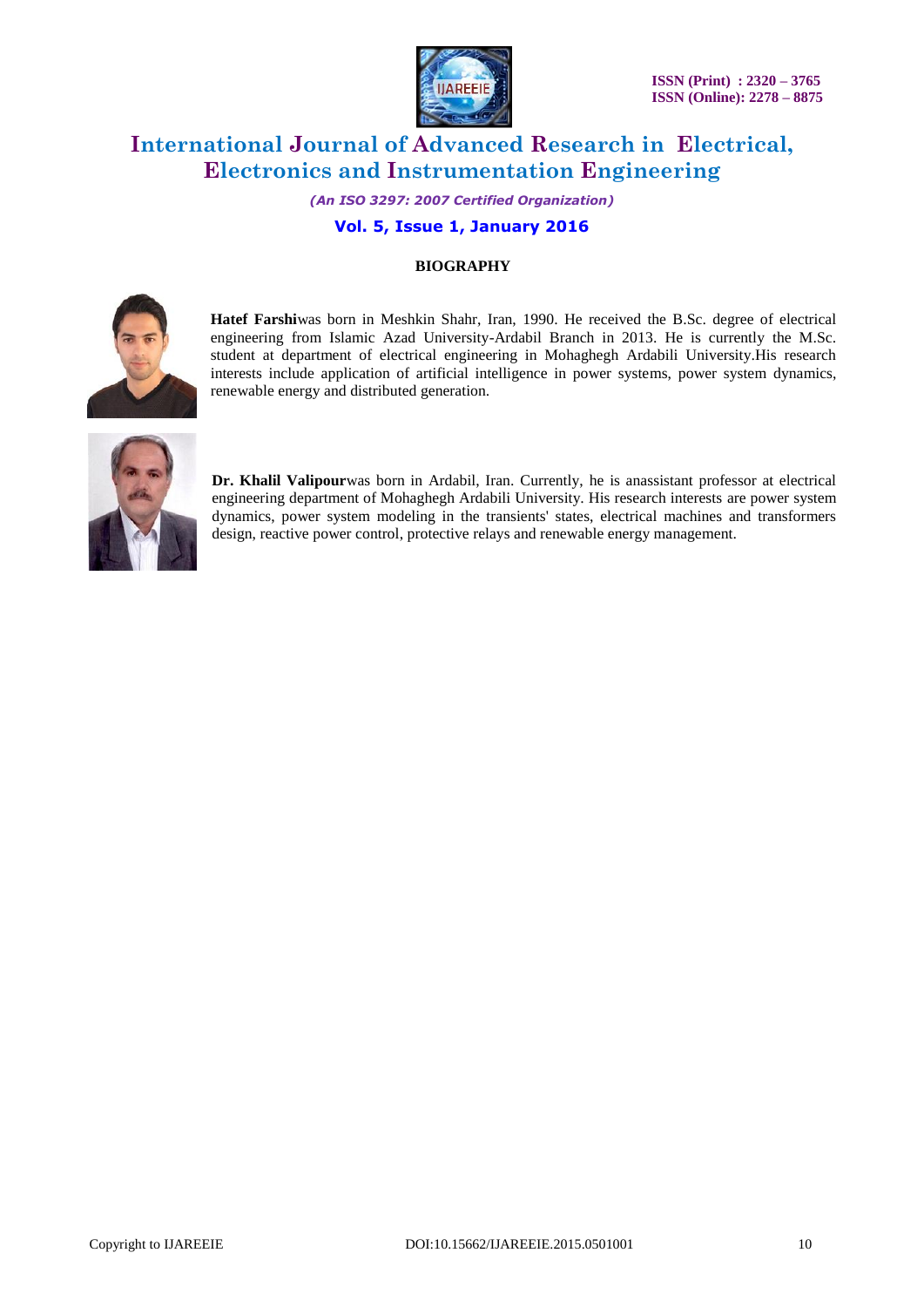**BIOGRAPHY**

**Hatef Farshi**was born in Meshkin Shahr, Iran, 1990. He received the B.Sc. degree of electrical engineering from Islamic Azad University-Ardabil Branch in 2013. He is currently the M.Sc. student at department of electrical engineering in Mohaghegh Ardabili University.His research interests include application of artificial intelligence in power systems, power system dynamics, renewable energy and distributed generation.

**Dr. Khalil Valipour**was born in Ardabil, Iran. Currently, he is anassistant professor at electrical engineering department of Mohaghegh Ardabili University. His research interests are power system dynamics, power system modeling in the transients' states, electrical machines and transformers design, reactive power control, protective relays and renewable energy management.